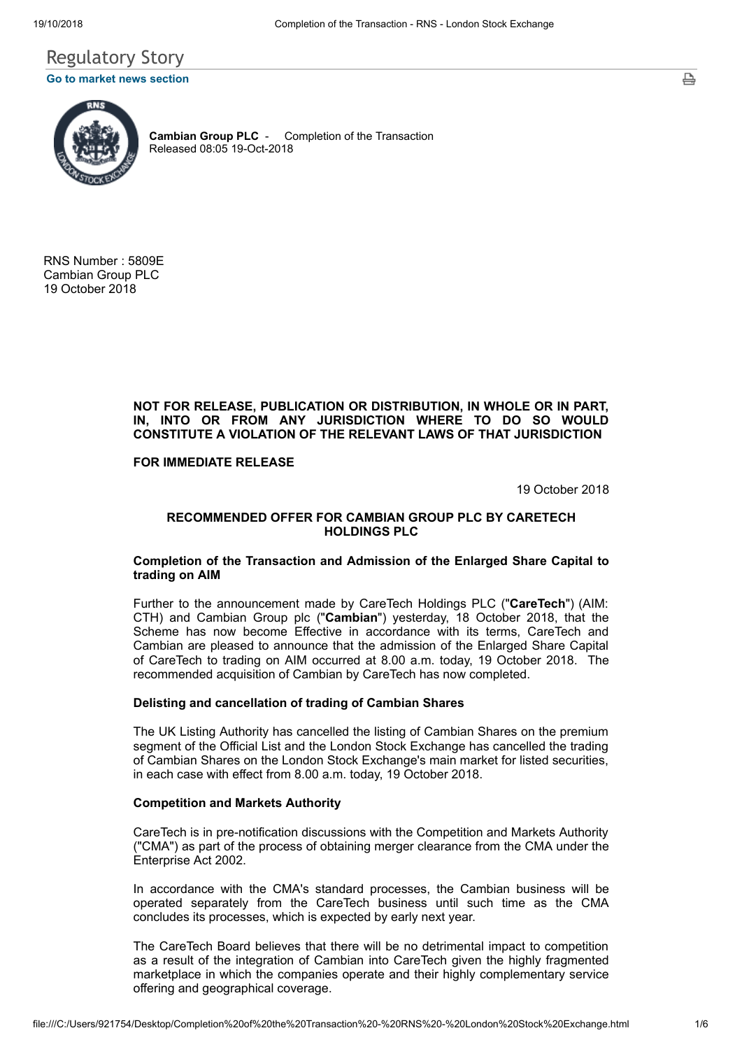# Regulatory Story

**Go to market news section**

**Cambian Group PLC** - Completion of the Transaction
Released 08:05 19-Oct-2018

RNS Number : 5809E
Cambian Group PLC
19 October 2018

**NOT FOR RELEASE, PUBLICATION OR DISTRIBUTION, IN WHOLE OR IN PART, IN, INTO OR FROM ANY JURISDICTION WHERE TO DO SO WOULD CONSTITUTE A VIOLATION OF THE RELEVANT LAWS OF THAT JURISDICTION**

**FOR IMMEDIATE RELEASE**

19 October 2018

## RECOMMENDED OFFER FOR CAMBIAN GROUP PLC BY CARETECH HOLDINGS PLC

### Completion of the Transaction and Admission of the Enlarged Share Capital to trading on AIM

Further to the announcement made by CareTech Holdings PLC ("**CareTech**") (AIM: CTH) and Cambian Group plc ("**Cambian**") yesterday, 18 October 2018, that the Scheme has now become Effective in accordance with its terms, CareTech and Cambian are pleased to announce that the admission of the Enlarged Share Capital of CareTech to trading on AIM occurred at 8.00 a.m. today, 19 October 2018. The recommended acquisition of Cambian by CareTech has now completed.

### Delisting and cancellation of trading of Cambian Shares

The UK Listing Authority has cancelled the listing of Cambian Shares on the premium segment of the Official List and the London Stock Exchange has cancelled the trading of Cambian Shares on the London Stock Exchange's main market for listed securities, in each case with effect from 8.00 a.m. today, 19 October 2018.

### Competition and Markets Authority

CareTech is in pre-notification discussions with the Competition and Markets Authority ("CMA") as part of the process of obtaining merger clearance from the CMA under the Enterprise Act 2002.

In accordance with the CMA's standard processes, the Cambian business will be operated separately from the CareTech business until such time as the CMA concludes its processes, which is expected by early next year.

The CareTech Board believes that there will be no detrimental impact to competition as a result of the integration of Cambian into CareTech given the highly fragmented marketplace in which the companies operate and their highly complementary service offering and geographical coverage.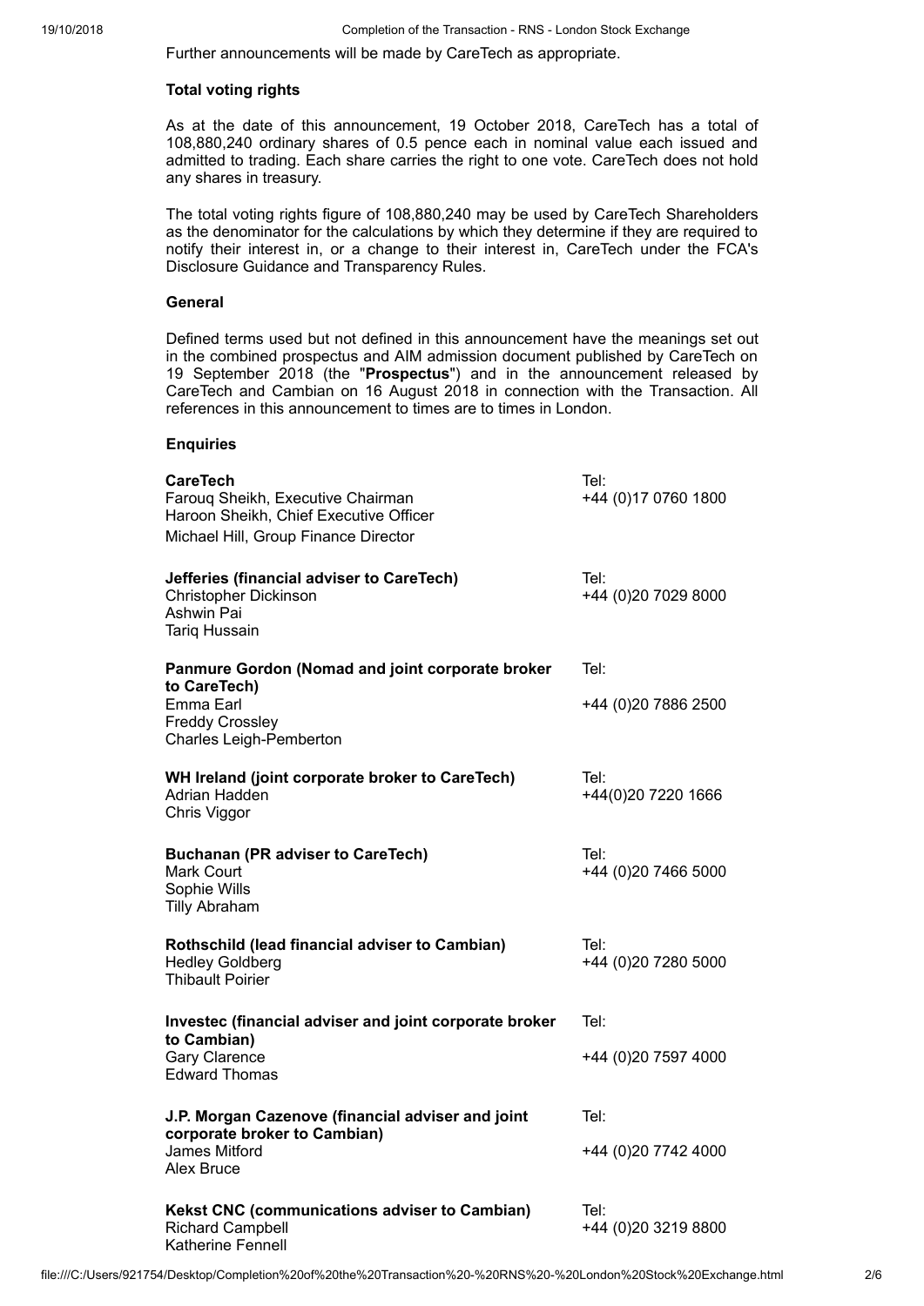Further announcements will be made by CareTech as appropriate.

**Total voting rights**

As at the date of this announcement, 19 October 2018, CareTech has a total of 108,880,240 ordinary shares of 0.5 pence each in nominal value each issued and admitted to trading. Each share carries the right to one vote. CareTech does not hold any shares in treasury.

The total voting rights figure of 108,880,240 may be used by CareTech Shareholders as the denominator for the calculations by which they determine if they are required to notify their interest in, or a change to their interest in, CareTech under the FCA's Disclosure Guidance and Transparency Rules.

**General**

Defined terms used but not defined in this announcement have the meanings set out in the combined prospectus and AIM admission document published by CareTech on 19 September 2018 (the "**Prospectus**") and in the announcement released by CareTech and Cambian on 16 August 2018 in connection with the Transaction. All references in this announcement to times are to times in London.

**Enquiries**

| | |
|---|---|
| **CareTech**<br>Farouq Sheikh, Executive Chairman<br>Haroon Sheikh, Chief Executive Officer<br>Michael Hill, Group Finance Director | Tel:<br>+44 (0)17 0760 1800 |
| **Jefferies (financial adviser to CareTech)**<br>Christopher Dickinson<br>Ashwin Pai<br>Tariq Hussain | Tel:<br>+44 (0)20 7029 8000 |
| **Panmure Gordon (Nomad and joint corporate broker to CareTech)**<br>Emma Earl<br>Freddy Crossley<br>Charles Leigh-Pemberton | Tel:<br>+44 (0)20 7886 2500 |
| **WH Ireland (joint corporate broker to CareTech)**<br>Adrian Hadden<br>Chris Viggor | Tel:<br>+44(0)20 7220 1666 |
| **Buchanan (PR adviser to CareTech)**<br>Mark Court<br>Sophie Wills<br>Tilly Abraham | Tel:<br>+44 (0)20 7466 5000 |
| **Rothschild (lead financial adviser to Cambian)**<br>Hedley Goldberg<br>Thibault Poirier | Tel:<br>+44 (0)20 7280 5000 |
| **Investec (financial adviser and joint corporate broker to Cambian)**<br>Gary Clarence<br>Edward Thomas | Tel:<br>+44 (0)20 7597 4000 |
| **J.P. Morgan Cazenove (financial adviser and joint corporate broker to Cambian)**<br>James Mitford<br>Alex Bruce | Tel:<br>+44 (0)20 7742 4000 |
| **Kekst CNC (communications adviser to Cambian)**<br>Richard Campbell<br>Katherine Fennell | Tel:<br>+44 (0)20 3219 8800 |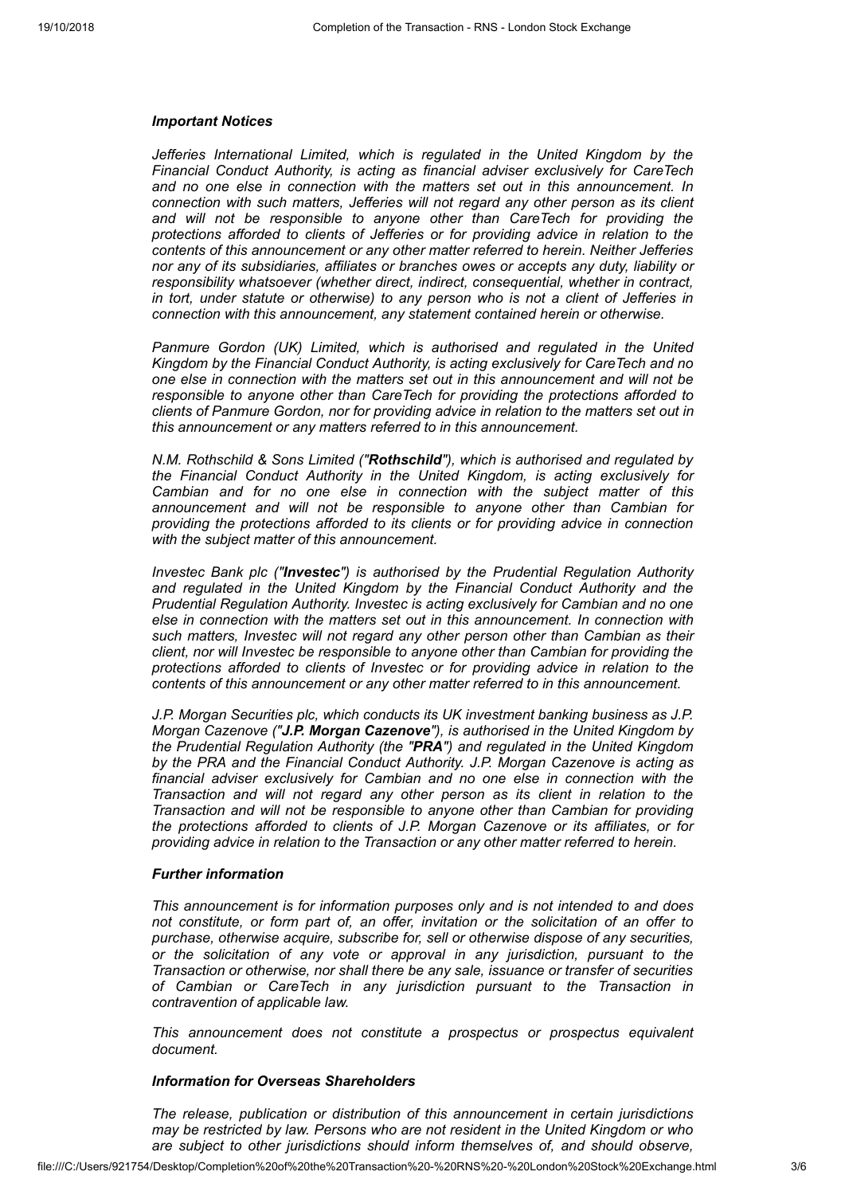### *Important Notices*

*Jefferies International Limited, which is regulated in the United Kingdom by the Financial Conduct Authority, is acting as financial adviser exclusively for CareTech and no one else in connection with the matters set out in this announcement. In connection with such matters, Jefferies will not regard any other person as its client and will not be responsible to anyone other than CareTech for providing the protections afforded to clients of Jefferies or for providing advice in relation to the contents of this announcement or any other matter referred to herein. Neither Jefferies nor any of its subsidiaries, affiliates or branches owes or accepts any duty, liability or responsibility whatsoever (whether direct, indirect, consequential, whether in contract, in tort, under statute or otherwise) to any person who is not a client of Jefferies in connection with this announcement, any statement contained herein or otherwise.*

*Panmure Gordon (UK) Limited, which is authorised and regulated in the United Kingdom by the Financial Conduct Authority, is acting exclusively for CareTech and no one else in connection with the matters set out in this announcement and will not be responsible to anyone other than CareTech for providing the protections afforded to clients of Panmure Gordon, nor for providing advice in relation to the matters set out in this announcement or any matters referred to in this announcement.*

*N.M. Rothschild & Sons Limited ("**Rothschild**"), which is authorised and regulated by the Financial Conduct Authority in the United Kingdom, is acting exclusively for Cambian and for no one else in connection with the subject matter of this announcement and will not be responsible to anyone other than Cambian for providing the protections afforded to its clients or for providing advice in connection with the subject matter of this announcement.*

*Investec Bank plc ("**Investec**") is authorised by the Prudential Regulation Authority and regulated in the United Kingdom by the Financial Conduct Authority and the Prudential Regulation Authority. Investec is acting exclusively for Cambian and no one else in connection with the matters set out in this announcement. In connection with such matters, Investec will not regard any other person other than Cambian as their client, nor will Investec be responsible to anyone other than Cambian for providing the protections afforded to clients of Investec or for providing advice in relation to the contents of this announcement or any other matter referred to in this announcement.*

*J.P. Morgan Securities plc, which conducts its UK investment banking business as J.P. Morgan Cazenove ("**J.P. Morgan Cazenove**"), is authorised in the United Kingdom by the Prudential Regulation Authority (the "**PRA**") and regulated in the United Kingdom by the PRA and the Financial Conduct Authority. J.P. Morgan Cazenove is acting as financial adviser exclusively for Cambian and no one else in connection with the Transaction and will not regard any other person as its client in relation to the Transaction and will not be responsible to anyone other than Cambian for providing the protections afforded to clients of J.P. Morgan Cazenove or its affiliates, or for providing advice in relation to the Transaction or any other matter referred to herein.*

### *Further information*

*This announcement is for information purposes only and is not intended to and does not constitute, or form part of, an offer, invitation or the solicitation of an offer to purchase, otherwise acquire, subscribe for, sell or otherwise dispose of any securities, or the solicitation of any vote or approval in any jurisdiction, pursuant to the Transaction or otherwise, nor shall there be any sale, issuance or transfer of securities of Cambian or CareTech in any jurisdiction pursuant to the Transaction in contravention of applicable law.*

*This announcement does not constitute a prospectus or prospectus equivalent document.*

### *Information for Overseas Shareholders*

*The release, publication or distribution of this announcement in certain jurisdictions may be restricted by law. Persons who are not resident in the United Kingdom or who are subject to other jurisdictions should inform themselves of, and should observe,*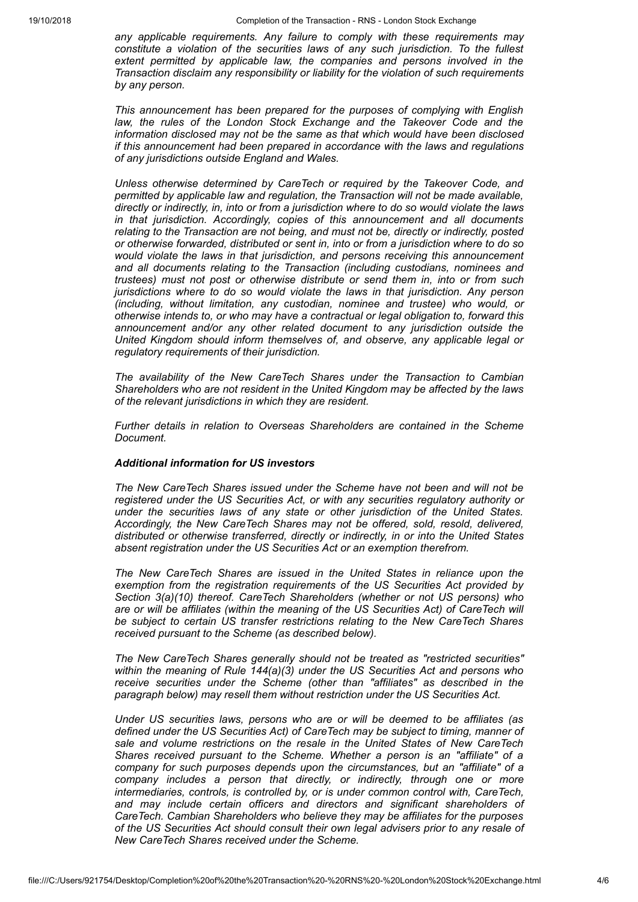*any applicable requirements. Any failure to comply with these requirements may constitute a violation of the securities laws of any such jurisdiction. To the fullest extent permitted by applicable law, the companies and persons involved in the Transaction disclaim any responsibility or liability for the violation of such requirements by any person.*

*This announcement has been prepared for the purposes of complying with English law, the rules of the London Stock Exchange and the Takeover Code and the information disclosed may not be the same as that which would have been disclosed if this announcement had been prepared in accordance with the laws and regulations of any jurisdictions outside England and Wales.*

*Unless otherwise determined by CareTech or required by the Takeover Code, and permitted by applicable law and regulation, the Transaction will not be made available, directly or indirectly, in, into or from a jurisdiction where to do so would violate the laws in that jurisdiction. Accordingly, copies of this announcement and all documents relating to the Transaction are not being, and must not be, directly or indirectly, posted or otherwise forwarded, distributed or sent in, into or from a jurisdiction where to do so would violate the laws in that jurisdiction, and persons receiving this announcement and all documents relating to the Transaction (including custodians, nominees and trustees) must not post or otherwise distribute or send them in, into or from such jurisdictions where to do so would violate the laws in that jurisdiction. Any person (including, without limitation, any custodian, nominee and trustee) who would, or otherwise intends to, or who may have a contractual or legal obligation to, forward this announcement and/or any other related document to any jurisdiction outside the United Kingdom should inform themselves of, and observe, any applicable legal or regulatory requirements of their jurisdiction.*

*The availability of the New CareTech Shares under the Transaction to Cambian Shareholders who are not resident in the United Kingdom may be affected by the laws of the relevant jurisdictions in which they are resident.*

*Further details in relation to Overseas Shareholders are contained in the Scheme Document.*

***Additional information for US investors***

*The New CareTech Shares issued under the Scheme have not been and will not be registered under the US Securities Act, or with any securities regulatory authority or under the securities laws of any state or other jurisdiction of the United States. Accordingly, the New CareTech Shares may not be offered, sold, resold, delivered, distributed or otherwise transferred, directly or indirectly, in or into the United States absent registration under the US Securities Act or an exemption therefrom.*

*The New CareTech Shares are issued in the United States in reliance upon the exemption from the registration requirements of the US Securities Act provided by Section 3(a)(10) thereof. CareTech Shareholders (whether or not US persons) who are or will be affiliates (within the meaning of the US Securities Act) of CareTech will be subject to certain US transfer restrictions relating to the New CareTech Shares received pursuant to the Scheme (as described below).*

*The New CareTech Shares generally should not be treated as "restricted securities" within the meaning of Rule 144(a)(3) under the US Securities Act and persons who receive securities under the Scheme (other than "affiliates" as described in the paragraph below) may resell them without restriction under the US Securities Act.*

*Under US securities laws, persons who are or will be deemed to be affiliates (as defined under the US Securities Act) of CareTech may be subject to timing, manner of sale and volume restrictions on the resale in the United States of New CareTech Shares received pursuant to the Scheme. Whether a person is an "affiliate" of a company for such purposes depends upon the circumstances, but an "affiliate" of a company includes a person that directly, or indirectly, through one or more intermediaries, controls, is controlled by, or is under common control with, CareTech, and may include certain officers and directors and significant shareholders of CareTech. Cambian Shareholders who believe they may be affiliates for the purposes of the US Securities Act should consult their own legal advisers prior to any resale of New CareTech Shares received under the Scheme.*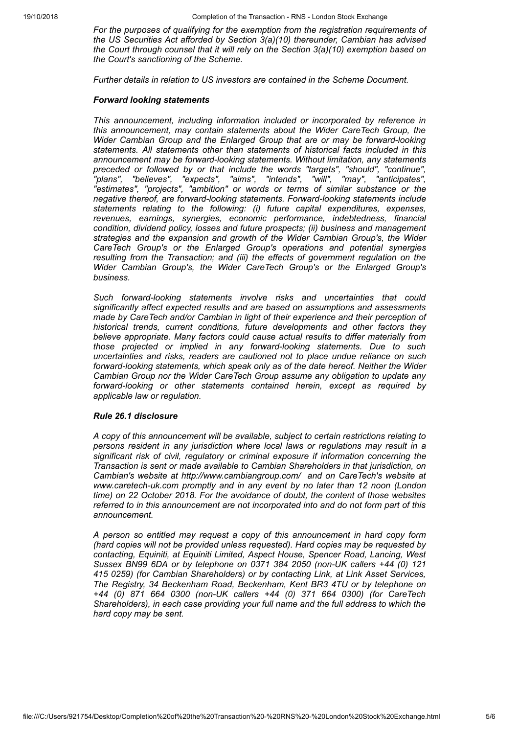*For the purposes of qualifying for the exemption from the registration requirements of the US Securities Act afforded by Section 3(a)(10) thereunder, Cambian has advised the Court through counsel that it will rely on the Section 3(a)(10) exemption based on the Court's sanctioning of the Scheme.*

*Further details in relation to US investors are contained in the Scheme Document.*

***Forward looking statements***

*This announcement, including information included or incorporated by reference in this announcement, may contain statements about the Wider CareTech Group, the Wider Cambian Group and the Enlarged Group that are or may be forward-looking statements. All statements other than statements of historical facts included in this announcement may be forward-looking statements. Without limitation, any statements preceded or followed by or that include the words "targets", "should", "continue", "plans", "believes", "expects", "aims", "intends", "will", "may", "anticipates", "estimates", "projects", "ambition" or words or terms of similar substance or the negative thereof, are forward-looking statements. Forward-looking statements include statements relating to the following: (i) future capital expenditures, expenses, revenues, earnings, synergies, economic performance, indebtedness, financial condition, dividend policy, losses and future prospects; (ii) business and management strategies and the expansion and growth of the Wider Cambian Group's, the Wider CareTech Group's or the Enlarged Group's operations and potential synergies resulting from the Transaction; and (iii) the effects of government regulation on the Wider Cambian Group's, the Wider CareTech Group's or the Enlarged Group's business.*

*Such forward-looking statements involve risks and uncertainties that could significantly affect expected results and are based on assumptions and assessments made by CareTech and/or Cambian in light of their experience and their perception of historical trends, current conditions, future developments and other factors they believe appropriate. Many factors could cause actual results to differ materially from those projected or implied in any forward-looking statements. Due to such uncertainties and risks, readers are cautioned not to place undue reliance on such forward-looking statements, which speak only as of the date hereof. Neither the Wider Cambian Group nor the Wider CareTech Group assume any obligation to update any forward-looking or other statements contained herein, except as required by applicable law or regulation.*

***Rule 26.1 disclosure***

*A copy of this announcement will be available, subject to certain restrictions relating to persons resident in any jurisdiction where local laws or regulations may result in a significant risk of civil, regulatory or criminal exposure if information concerning the Transaction is sent or made available to Cambian Shareholders in that jurisdiction, on Cambian's website at http://www.cambiangroup.com/ and on CareTech's website at www.caretech-uk.com promptly and in any event by no later than 12 noon (London time) on 22 October 2018. For the avoidance of doubt, the content of those websites referred to in this announcement are not incorporated into and do not form part of this announcement.*

*A person so entitled may request a copy of this announcement in hard copy form (hard copies will not be provided unless requested). Hard copies may be requested by contacting, Equiniti, at Equiniti Limited, Aspect House, Spencer Road, Lancing, West Sussex BN99 6DA or by telephone on 0371 384 2050 (non-UK callers +44 (0) 121 415 0259) (for Cambian Shareholders) or by contacting Link, at Link Asset Services, The Registry, 34 Beckenham Road, Beckenham, Kent BR3 4TU or by telephone on +44 (0) 871 664 0300 (non-UK callers +44 (0) 371 664 0300) (for CareTech Shareholders), in each case providing your full name and the full address to which the hard copy may be sent.*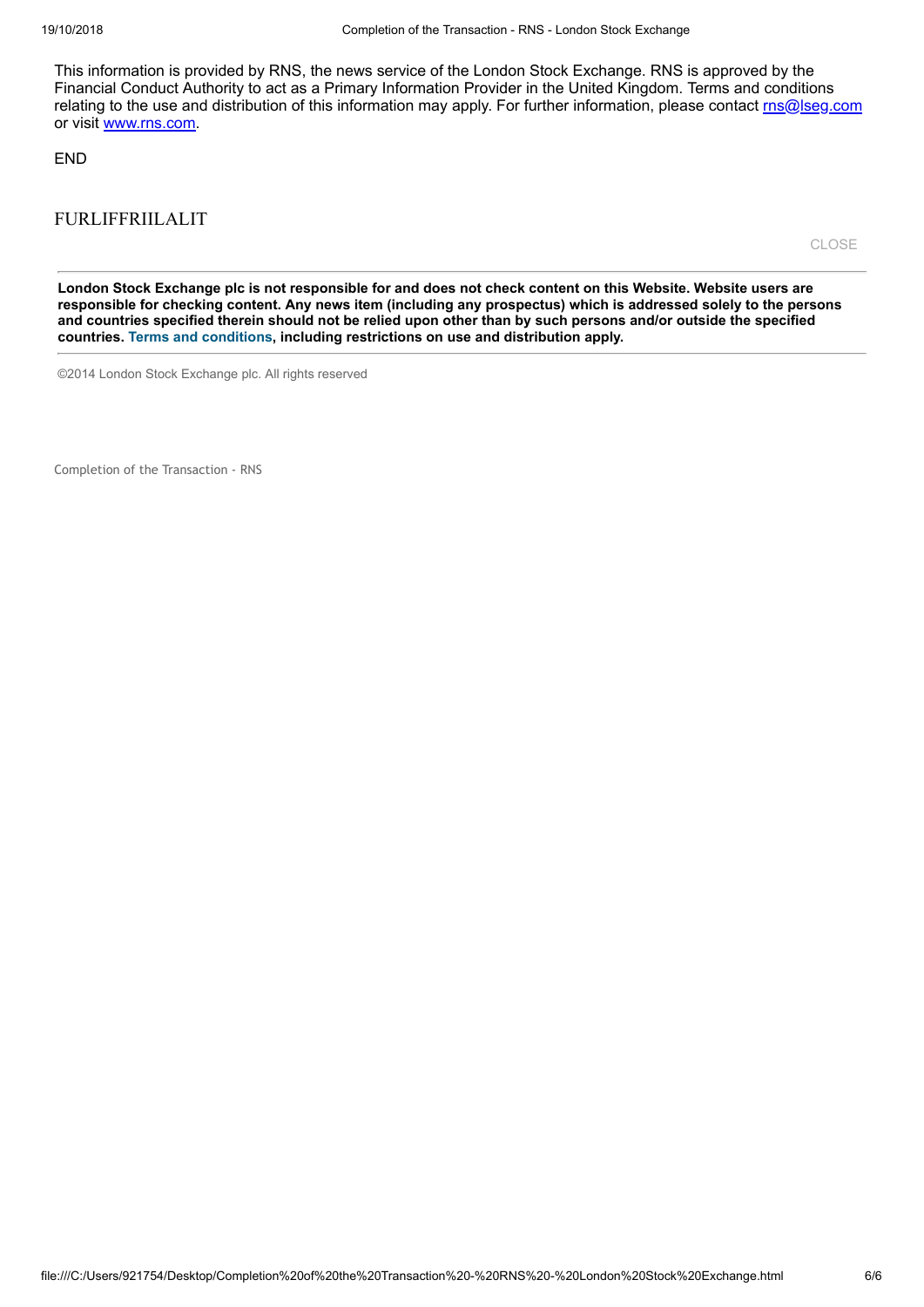This information is provided by RNS, the news service of the London Stock Exchange. RNS is approved by the Financial Conduct Authority to act as a Primary Information Provider in the United Kingdom. Terms and conditions relating to the use and distribution of this information may apply. For further information, please contact rns@lseg.com or visit www.rns.com.

END

FURLIFFRIILALIT

CLOSE

**London Stock Exchange plc is not responsible for and does not check content on this Website. Website users are responsible for checking content. Any news item (including any prospectus) which is addressed solely to the persons and countries specified therein should not be relied upon other than by such persons and/or outside the specified countries. Terms and conditions, including restrictions on use and distribution apply.**

©2014 London Stock Exchange plc. All rights reserved

Completion of the Transaction - RNS